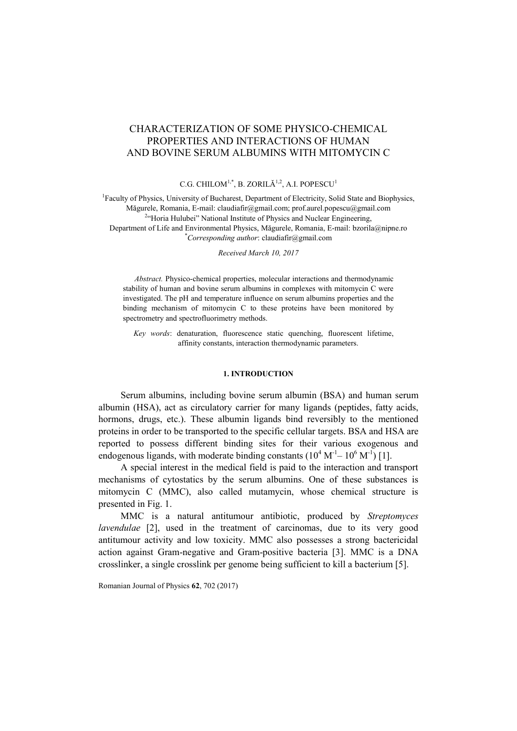# CHARACTERIZATION OF SOME PHYSICO-CHEMICAL PROPERTIES AND INTERACTIONS OF HUMAN AND BOVINE SERUM ALBUMINS WITH MITOMYCIN C

C.G. CHILOM[1,*], B. ZORILĂ[1,2], A.I. POPESCU[1]

[1]Faculty of Physics, University of Bucharest, Department of Electricity, Solid State and Biophysics, Măgurele, Romania, E-mail: claudiafir@gmail.com; prof.aurel.popescu@gmail.com
[2]"Horia Hulubei" National Institute of Physics and Nuclear Engineering, Department of Life and Environmental Physics, Măgurele, Romania, E-mail: bzorila@nipne.ro
[*]*Corresponding author*: claudiafir@gmail.com

*Received March 10, 2017*

*Abstract.* Physico-chemical properties, molecular interactions and thermodynamic stability of human and bovine serum albumins in complexes with mitomycin C were investigated. The pH and temperature influence on serum albumins properties and the binding mechanism of mitomycin C to these proteins have been monitored by spectrometry and spectrofluorimetry methods.

*Key words*: denaturation, fluorescence static quenching, fluorescent lifetime, affinity constants, interaction thermodynamic parameters.

## 1. INTRODUCTION

Serum albumins, including bovine serum albumin (BSA) and human serum albumin (HSA), act as circulatory carrier for many ligands (peptides, fatty acids, hormons, drugs, etc.). These albumin ligands bind reversibly to the mentioned proteins in order to be transported to the specific cellular targets. BSA and HSA are reported to possess different binding sites for their various exogenous and endogenous ligands, with moderate binding constants ($10^4$ $M^{-1}$– $10^6$ $M^{-1}$) [1].

A special interest in the medical field is paid to the interaction and transport mechanisms of cytostatics by the serum albumins. One of these substances is mitomycin C (MMC), also called mutamycin, whose chemical structure is presented in Fig. 1.

MMC is a natural antitumour antibiotic, produced by *Streptomyces lavendulae* [2], used in the treatment of carcinomas, due to its very good antitumour activity and low toxicity. MMC also possesses a strong bactericidal action against Gram-negative and Gram-positive bacteria [3]. MMC is a DNA crosslinker, a single crosslink per genome being sufficient to kill a bacterium [5].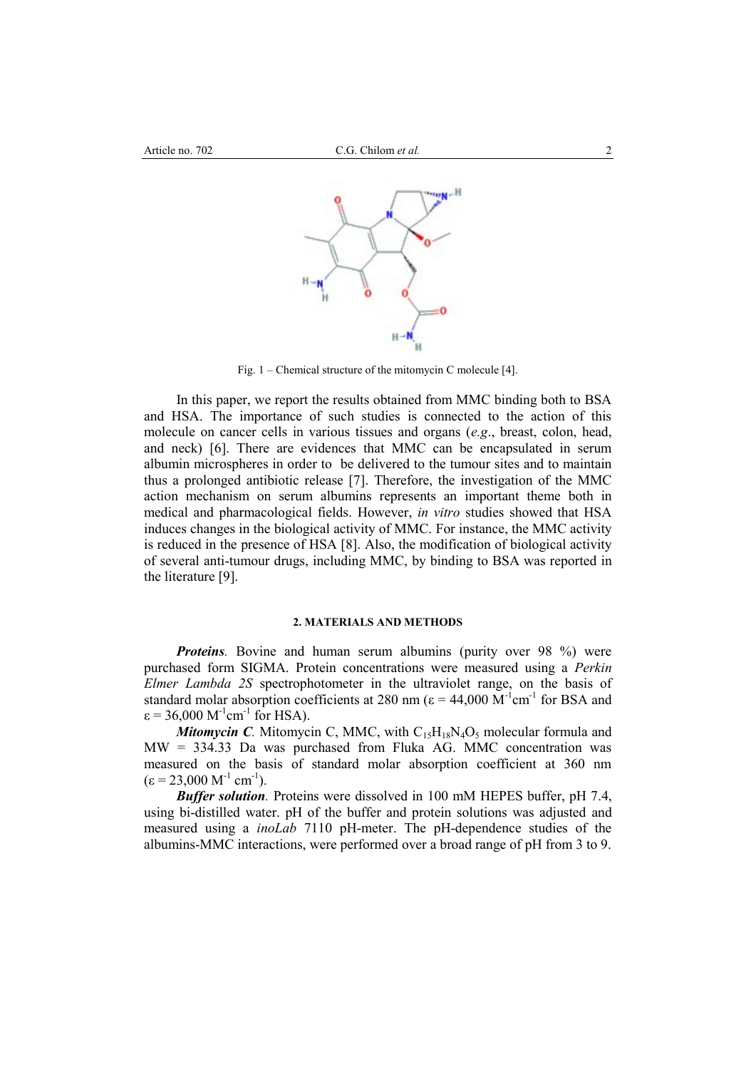Fig. 1 – Chemical structure of the mitomycin C molecule [4].

In this paper, we report the results obtained from MMC binding both to BSA and HSA. The importance of such studies is connected to the action of this molecule on cancer cells in various tissues and organs (*e.g*., breast, colon, head, and neck) [6]. There are evidences that MMC can be encapsulated in serum albumin microspheres in order to be delivered to the tumour sites and to maintain thus a prolonged antibiotic release [7]. Therefore, the investigation of the MMC action mechanism on serum albumins represents an important theme both in medical and pharmacological fields. However, *in vitro* studies showed that HSA induces changes in the biological activity of MMC. For instance, the MMC activity is reduced in the presence of HSA [8]. Also, the modification of biological activity of several anti-tumour drugs, including MMC, by binding to BSA was reported in the literature [9].

## 2. MATERIALS AND METHODS

***Proteins***. Bovine and human serum albumins (purity over 98 %) were purchased form SIGMA. Protein concentrations were measured using a *Perkin Elmer Lambda 2S* spectrophotometer in the ultraviolet range, on the basis of standard molar absorption coefficients at 280 nm ($\varepsilon = 44{,}000$ $M^{-1}cm^{-1}$ for BSA and $\varepsilon = 36{,}000$ $M^{-1}cm^{-1}$ for HSA).

***Mitomycin C***. Mitomycin C, MMC, with $C_{15}H_{18}N_4O_5$ molecular formula and MW = 334.33 Da was purchased from Fluka AG. MMC concentration was measured on the basis of standard molar absorption coefficient at 360 nm ($\varepsilon = 23{,}000$ $M^{-1}$ $cm^{-1}$).

***Buffer solution***. Proteins were dissolved in 100 mM HEPES buffer, pH 7.4, using bi-distilled water. pH of the buffer and protein solutions was adjusted and measured using a *inoLab* 7110 pH-meter. The pH-dependence studies of the albumins-MMC interactions, were performed over a broad range of pH from 3 to 9.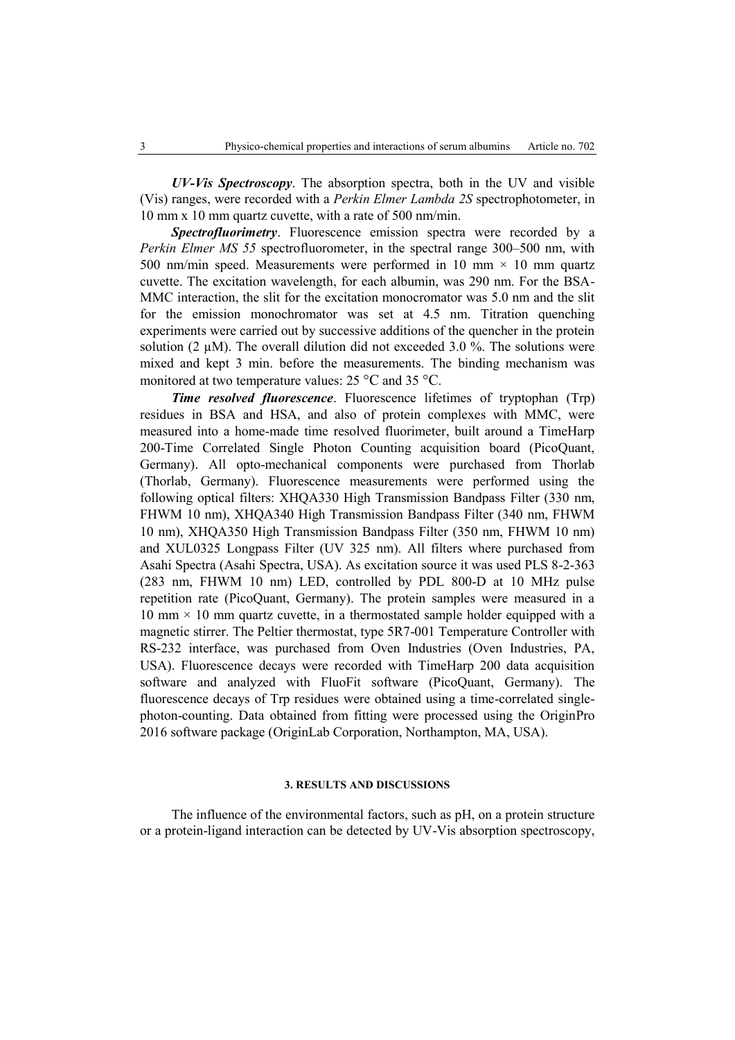***UV-Vis Spectroscopy***. The absorption spectra, both in the UV and visible (Vis) ranges, were recorded with a *Perkin Elmer Lambda 2S* spectrophotometer, in 10 mm x 10 mm quartz cuvette, with a rate of 500 nm/min.

***Spectrofluorimetry***. Fluorescence emission spectra were recorded by a *Perkin Elmer MS 55* spectrofluorometer, in the spectral range 300–500 nm, with 500 nm/min speed. Measurements were performed in 10 mm × 10 mm quartz cuvette. The excitation wavelength, for each albumin, was 290 nm. For the BSA-MMC interaction, the slit for the excitation monocromator was 5.0 nm and the slit for the emission monochromator was set at 4.5 nm. Titration quenching experiments were carried out by successive additions of the quencher in the protein solution (2 μM). The overall dilution did not exceeded 3.0 %. The solutions were mixed and kept 3 min. before the measurements. The binding mechanism was monitored at two temperature values: 25 °C and 35 °C.

***Time resolved fluorescence***. Fluorescence lifetimes of tryptophan (Trp) residues in BSA and HSA, and also of protein complexes with MMC, were measured into a home-made time resolved fluorimeter, built around a TimeHarp 200-Time Correlated Single Photon Counting acquisition board (PicoQuant, Germany). All opto-mechanical components were purchased from Thorlab (Thorlab, Germany). Fluorescence measurements were performed using the following optical filters: XHQA330 High Transmission Bandpass Filter (330 nm, FHWM 10 nm), XHQA340 High Transmission Bandpass Filter (340 nm, FHWM 10 nm), XHQA350 High Transmission Bandpass Filter (350 nm, FHWM 10 nm) and XUL0325 Longpass Filter (UV 325 nm). All filters where purchased from Asahi Spectra (Asahi Spectra, USA). As excitation source it was used PLS 8-2-363 (283 nm, FHWM 10 nm) LED, controlled by PDL 800-D at 10 MHz pulse repetition rate (PicoQuant, Germany). The protein samples were measured in a 10 mm × 10 mm quartz cuvette, in a thermostated sample holder equipped with a magnetic stirrer. The Peltier thermostat, type 5R7-001 Temperature Controller with RS-232 interface, was purchased from Oven Industries (Oven Industries, PA, USA). Fluorescence decays were recorded with TimeHarp 200 data acquisition software and analyzed with FluoFit software (PicoQuant, Germany). The fluorescence decays of Trp residues were obtained using a time-correlated single-photon-counting. Data obtained from fitting were processed using the OriginPro 2016 software package (OriginLab Corporation, Northampton, MA, USA).

## 3. RESULTS AND DISCUSSIONS

The influence of the environmental factors, such as pH, on a protein structure or a protein-ligand interaction can be detected by UV-Vis absorption spectroscopy,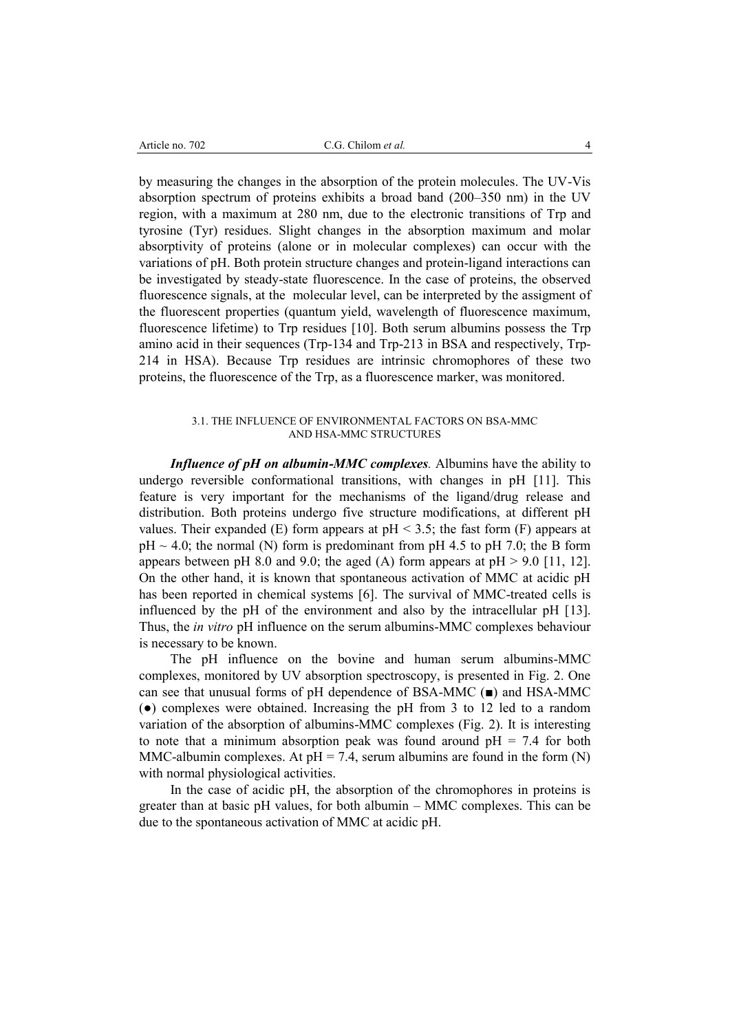by measuring the changes in the absorption of the protein molecules. The UV-Vis absorption spectrum of proteins exhibits a broad band (200–350 nm) in the UV region, with a maximum at 280 nm, due to the electronic transitions of Trp and tyrosine (Tyr) residues. Slight changes in the absorption maximum and molar absorptivity of proteins (alone or in molecular complexes) can occur with the variations of pH. Both protein structure changes and protein-ligand interactions can be investigated by steady-state fluorescence. In the case of proteins, the observed fluorescence signals, at the molecular level, can be interpreted by the assigment of the fluorescent properties (quantum yield, wavelength of fluorescence maximum, fluorescence lifetime) to Trp residues [10]. Both serum albumins possess the Trp amino acid in their sequences (Trp-134 and Trp-213 in BSA and respectively, Trp-214 in HSA). Because Trp residues are intrinsic chromophores of these two proteins, the fluorescence of the Trp, as a fluorescence marker, was monitored.

### 3.1. THE INFLUENCE OF ENVIRONMENTAL FACTORS ON BSA-MMC AND HSA-MMC STRUCTURES

***Influence of pH on albumin-MMC complexes.*** Albumins have the ability to undergo reversible conformational transitions, with changes in pH [11]. This feature is very important for the mechanisms of the ligand/drug release and distribution. Both proteins undergo five structure modifications, at different pH values. Their expanded (E) form appears at $pH < 3.5$; the fast form (F) appears at $pH \sim 4.0$; the normal (N) form is predominant from pH 4.5 to pH 7.0; the B form appears between pH 8.0 and 9.0; the aged (A) form appears at $pH > 9.0$ [11, 12]. On the other hand, it is known that spontaneous activation of MMC at acidic pH has been reported in chemical systems [6]. The survival of MMC-treated cells is influenced by the pH of the environment and also by the intracellular pH [13]. Thus, the *in vitro* pH influence on the serum albumins-MMC complexes behaviour is necessary to be known.

The pH influence on the bovine and human serum albumins-MMC complexes, monitored by UV absorption spectroscopy, is presented in Fig. 2. One can see that unusual forms of pH dependence of BSA-MMC (■) and HSA-MMC (●) complexes were obtained. Increasing the pH from 3 to 12 led to a random variation of the absorption of albumins-MMC complexes (Fig. 2). It is interesting to note that a minimum absorption peak was found around $pH = 7.4$ for both MMC-albumin complexes. At $pH = 7.4$, serum albumins are found in the form (N) with normal physiological activities.

In the case of acidic pH, the absorption of the chromophores in proteins is greater than at basic pH values, for both albumin – MMC complexes. This can be due to the spontaneous activation of MMC at acidic pH.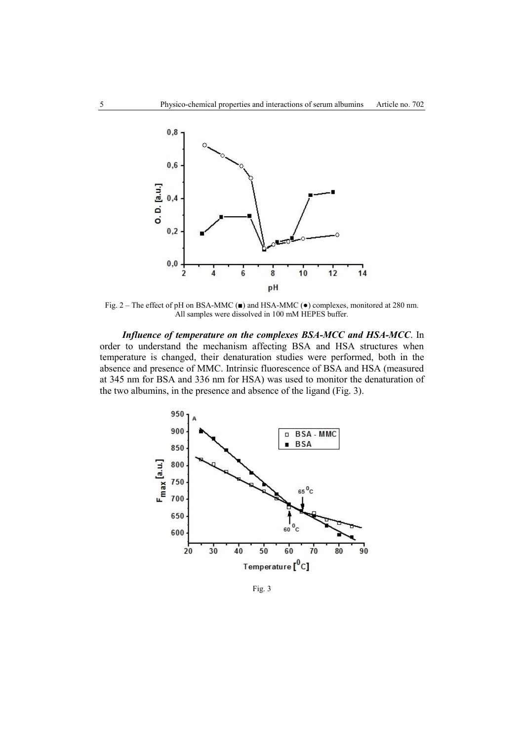Fig. 2 – The effect of pH on BSA-MMC (■) and HSA-MMC (●) complexes, monitored at 280 nm. All samples were dissolved in 100 mM HEPES buffer.

***Influence of temperature on the complexes BSA-MCC and HSA-MCC***. In order to understand the mechanism affecting BSA and HSA structures when temperature is changed, their denaturation studies were performed, both in the absence and presence of MMC. Intrinsic fluorescence of BSA and HSA (measured at 345 nm for BSA and 336 nm for HSA) was used to monitor the denaturation of the two albumins, in the presence and absence of the ligand (Fig. 3).

Fig. 3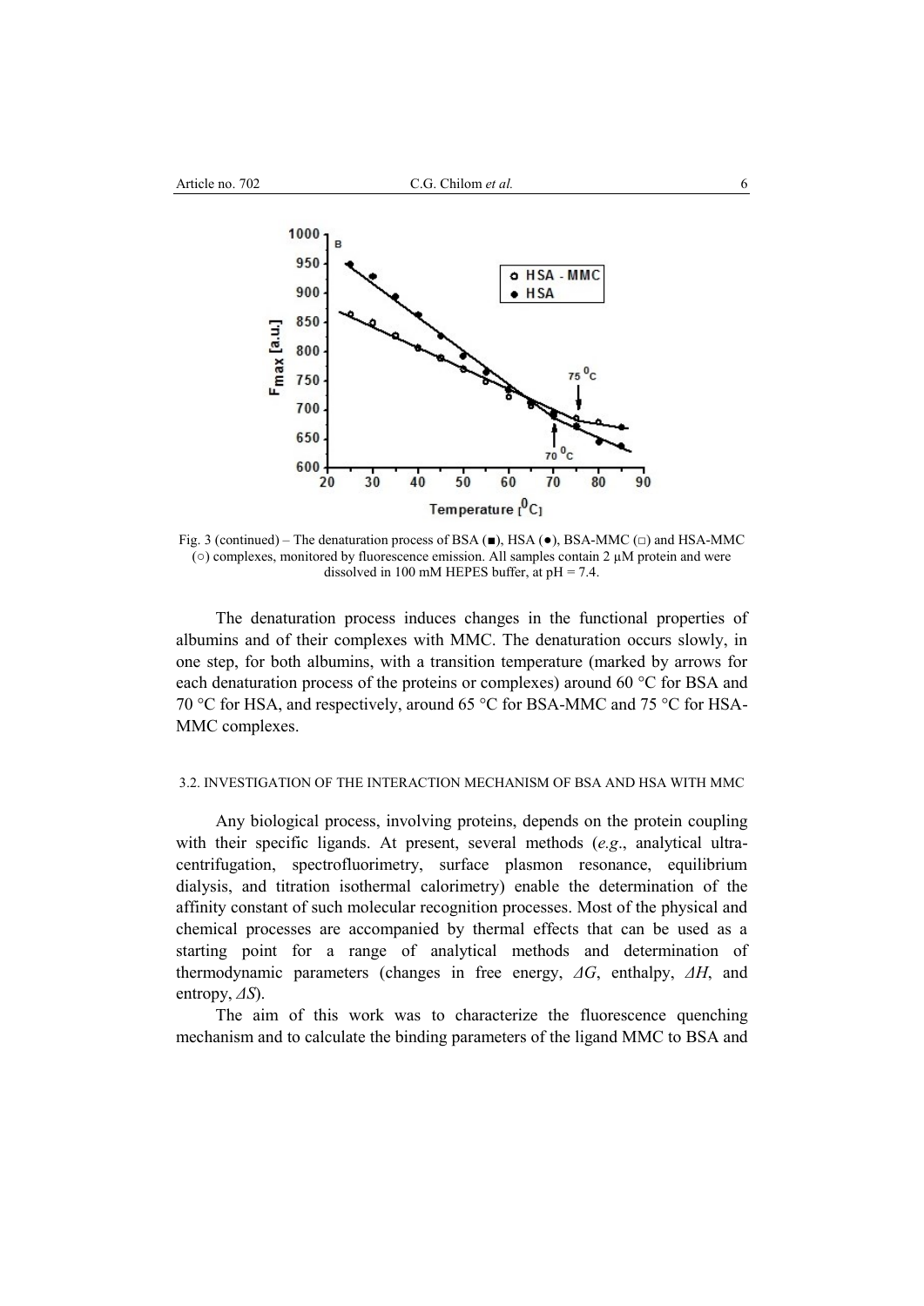Fig. 3 (continued) – The denaturation process of BSA (■), HSA (●), BSA-MMC (□) and HSA-MMC (○) complexes, monitored by fluorescence emission. All samples contain 2 μM protein and were dissolved in 100 mM HEPES buffer, at pH = 7.4.

The denaturation process induces changes in the functional properties of albumins and of their complexes with MMC. The denaturation occurs slowly, in one step, for both albumins, with a transition temperature (marked by arrows for each denaturation process of the proteins or complexes) around 60 °C for BSA and 70 °C for HSA, and respectively, around 65 °C for BSA-MMC and 75 °C for HSA-MMC complexes.

### 3.2. INVESTIGATION OF THE INTERACTION MECHANISM OF BSA AND HSA WITH MMC

Any biological process, involving proteins, depends on the protein coupling with their specific ligands. At present, several methods (*e.g*., analytical ultra-centrifugation, spectrofluorimetry, surface plasmon resonance, equilibrium dialysis, and titration isothermal calorimetry) enable the determination of the affinity constant of such molecular recognition processes. Most of the physical and chemical processes are accompanied by thermal effects that can be used as a starting point for a range of analytical methods and determination of thermodynamic parameters (changes in free energy, $\Delta G$, enthalpy, $\Delta H$, and entropy, $\Delta S$).

The aim of this work was to characterize the fluorescence quenching mechanism and to calculate the binding parameters of the ligand MMC to BSA and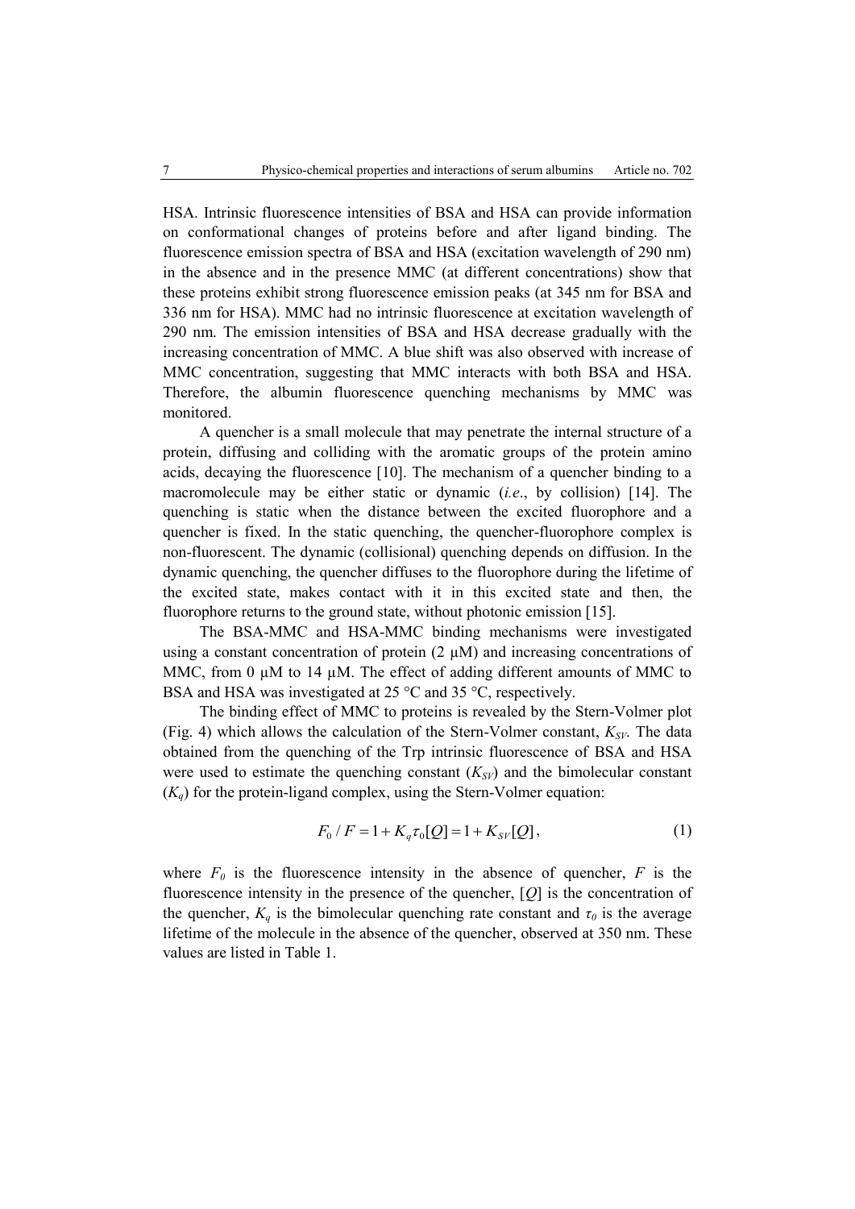HSA. Intrinsic fluorescence intensities of BSA and HSA can provide information on conformational changes of proteins before and after ligand binding. The fluorescence emission spectra of BSA and HSA (excitation wavelength of 290 nm) in the absence and in the presence MMC (at different concentrations) show that these proteins exhibit strong fluorescence emission peaks (at 345 nm for BSA and 336 nm for HSA). MMC had no intrinsic fluorescence at excitation wavelength of 290 nm. The emission intensities of BSA and HSA decrease gradually with the increasing concentration of MMC. A blue shift was also observed with increase of MMC concentration, suggesting that MMC interacts with both BSA and HSA. Therefore, the albumin fluorescence quenching mechanisms by MMC was monitored.

A quencher is a small molecule that may penetrate the internal structure of a protein, diffusing and colliding with the aromatic groups of the protein amino acids, decaying the fluorescence [10]. The mechanism of a quencher binding to a macromolecule may be either static or dynamic (*i.e.*, by collision) [14]. The quenching is static when the distance between the excited fluorophore and a quencher is fixed. In the static quenching, the quencher-fluorophore complex is non-fluorescent. The dynamic (collisional) quenching depends on diffusion. In the dynamic quenching, the quencher diffuses to the fluorophore during the lifetime of the excited state, makes contact with it in this excited state and then, the fluorophore returns to the ground state, without photonic emission [15].

The BSA-MMC and HSA-MMC binding mechanisms were investigated using a constant concentration of protein (2 μM) and increasing concentrations of MMC, from 0 μM to 14 μM. The effect of adding different amounts of MMC to BSA and HSA was investigated at 25 °C and 35 °C, respectively.

The binding effect of MMC to proteins is revealed by the Stern-Volmer plot (Fig. 4) which allows the calculation of the Stern-Volmer constant, $K_{SV}$. The data obtained from the quenching of the Trp intrinsic fluorescence of BSA and HSA were used to estimate the quenching constant ($K_{SV}$) and the bimolecular constant ($K_q$) for the protein-ligand complex, using the Stern-Volmer equation:

$$F_0 / F = 1 + K_q \tau_0 [Q] = 1 + K_{SV} [Q], \qquad (1)$$

where $F_0$ is the fluorescence intensity in the absence of quencher, $F$ is the fluorescence intensity in the presence of the quencher, $[Q]$ is the concentration of the quencher, $K_q$ is the bimolecular quenching rate constant and $\tau_0$ is the average lifetime of the molecule in the absence of the quencher, observed at 350 nm. These values are listed in Table 1.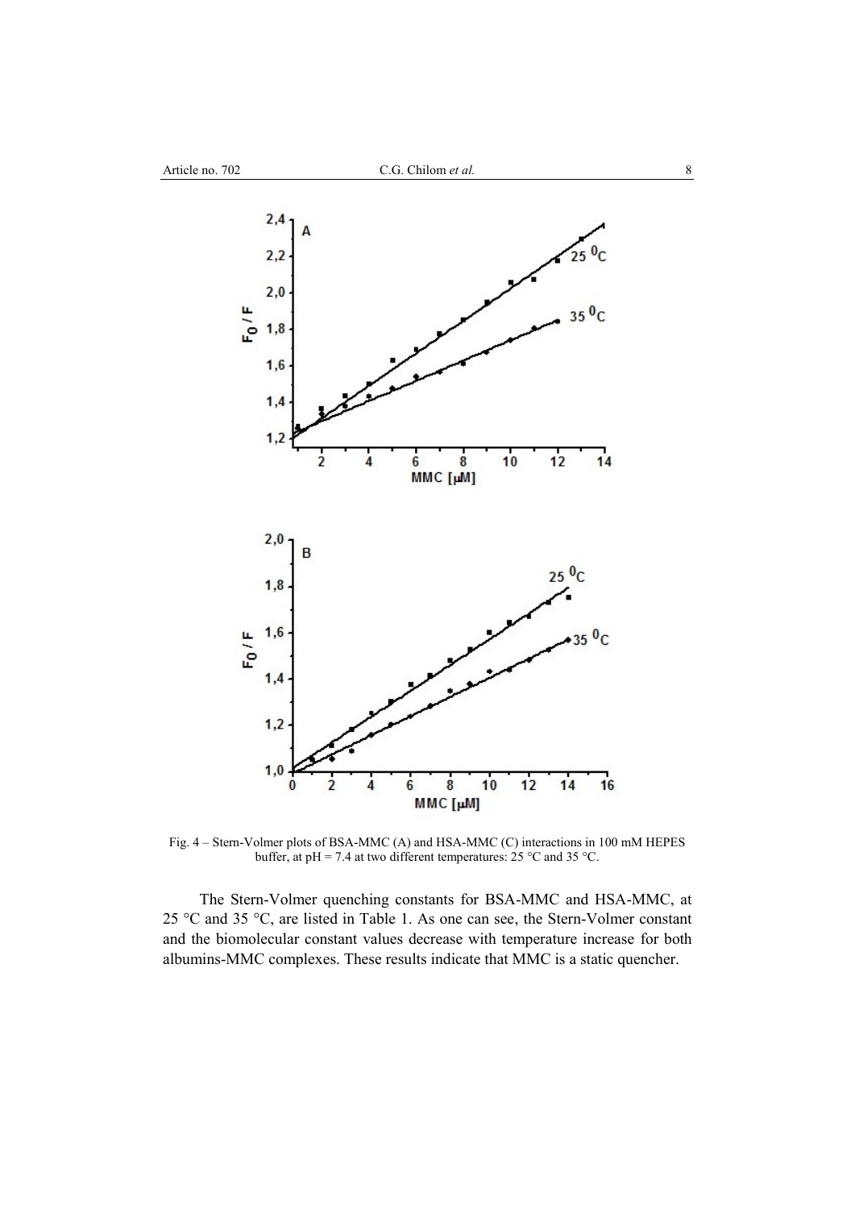Fig. 4 – Stern-Volmer plots of BSA-MMC (A) and HSA-MMC (C) interactions in 100 mM HEPES buffer, at pH = 7.4 at two different temperatures: 25 °C and 35 °C.

The Stern-Volmer quenching constants for BSA-MMC and HSA-MMC, at 25 °C and 35 °C, are listed in Table 1. As one can see, the Stern-Volmer constant and the biomolecular constant values decrease with temperature increase for both albumins-MMC complexes. These results indicate that MMC is a static quencher.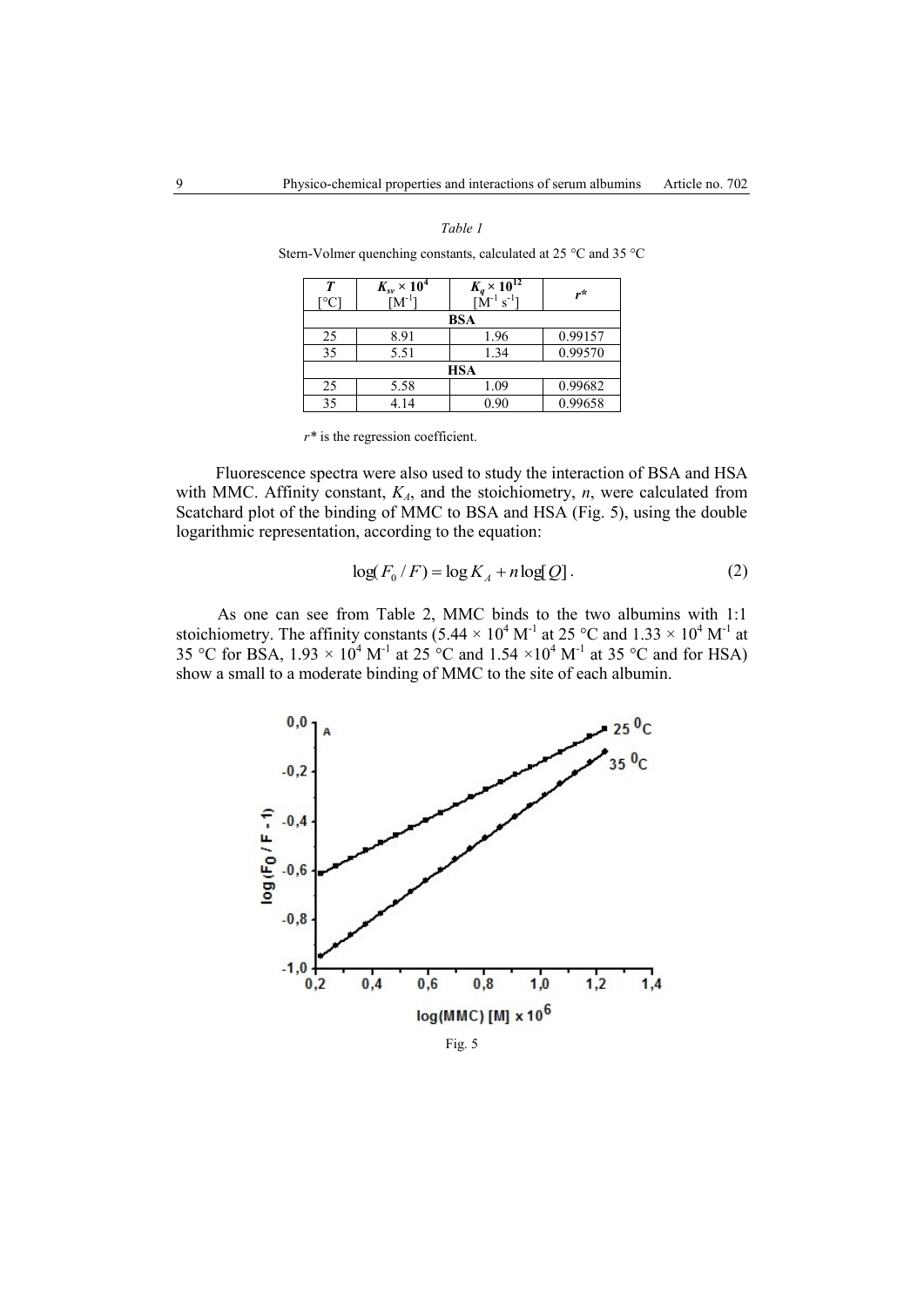*Table 1*

Stern-Volmer quenching constants, calculated at 25 °C and 35 °C

| $T$ [°C] | $K_{sv} \times 10^4$ [$M^{-1}$] | $K_q \times 10^{12}$ [$M^{-1}$ $s^{-1}$] | $r$* |
|---|---|---|---|
| **BSA** | | | |
| 25 | 8.91 | 1.96 | 0.99157 |
| 35 | 5.51 | 1.34 | 0.99570 |
| **HSA** | | | |
| 25 | 5.58 | 1.09 | 0.99682 |
| 35 | 4.14 | 0.90 | 0.99658 |

$r$* is the regression coefficient.

Fluorescence spectra were also used to study the interaction of BSA and HSA with MMC. Affinity constant, $K_A$, and the stoichiometry, $n$, were calculated from Scatchard plot of the binding of MMC to BSA and HSA (Fig. 5), using the double logarithmic representation, according to the equation:

$$\log(F_0 / F) = \log K_A + n \log[Q]. \qquad (2)$$

As one can see from Table 2, MMC binds to the two albumins with 1:1 stoichiometry. The affinity constants ($5.44 \times 10^4$ $M^{-1}$ at 25 °C and $1.33 \times 10^4$ $M^{-1}$ at 35 °C for BSA, $1.93 \times 10^4$ $M^{-1}$ at 25 °C and $1.54 \times 10^4$ $M^{-1}$ at 35 °C and for HSA) show a small to a moderate binding of MMC to the site of each albumin.

Fig. 5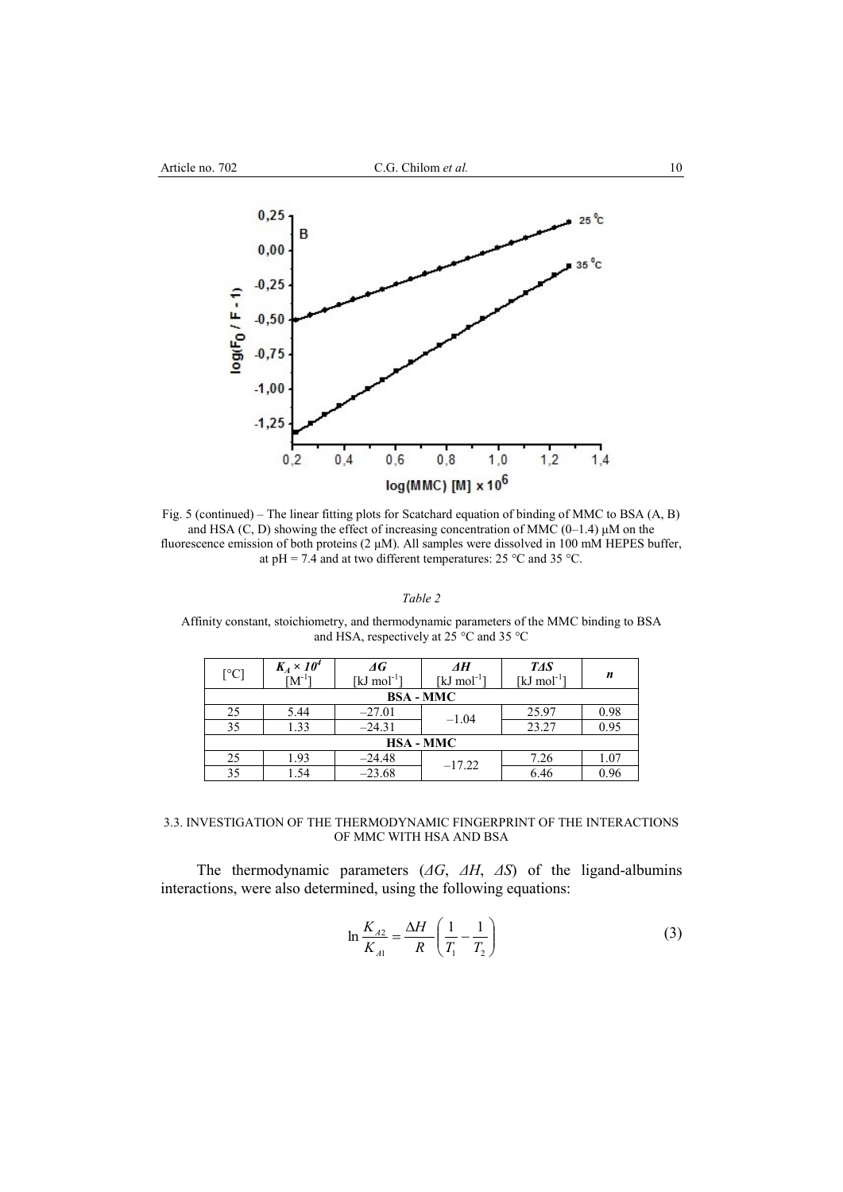Fig. 5 (continued) – The linear fitting plots for Scatchard equation of binding of MMC to BSA (A, B) and HSA (C, D) showing the effect of increasing concentration of MMC (0–1.4) μM on the fluorescence emission of both proteins (2 μM). All samples were dissolved in 100 mM HEPES buffer, at pH = 7.4 and at two different temperatures: 25 °C and 35 °C.

*Table 2*

Affinity constant, stoichiometry, and thermodynamic parameters of the MMC binding to BSA and HSA, respectively at 25 °C and 35 °C

| [°C] | $K_A \times 10^4$ [$M^{-1}$] | $\Delta G$ [kJ $mol^{-1}$] | $\Delta H$ [kJ $mol^{-1}$] | $T\Delta S$ [kJ $mol^{-1}$] | $n$ |
|---|---|---|---|---|---|
| **BSA - MMC** | | | | | |
| 25 | 5.44 | –27.01 | –1.04 | 25.97 | 0.98 |
| 35 | 1.33 | –24.31 | | 23.27 | 0.95 |
| **HSA - MMC** | | | | | |
| 25 | 1.93 | –24.48 | –17.22 | 7.26 | 1.07 |
| 35 | 1.54 | –23.68 | | 6.46 | 0.96 |

### 3.3. INVESTIGATION OF THE THERMODYNAMIC FINGERPRINT OF THE INTERACTIONS OF MMC WITH HSA AND BSA

The thermodynamic parameters ($\Delta G$, $\Delta H$, $\Delta S$) of the ligand-albumins interactions, were also determined, using the following equations:

$$\ln \frac{K_{A2}}{K_{A1}} = \frac{\Delta H}{R}\left(\frac{1}{T_1} - \frac{1}{T_2}\right) \tag{3}$$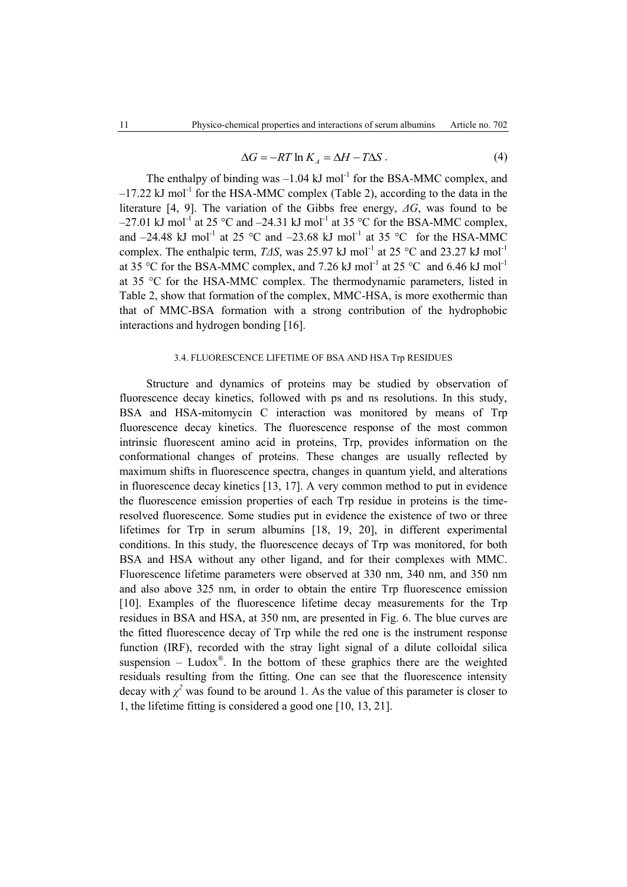$$\Delta G = -RT \ln K_A = \Delta H - T\Delta S \,. \tag{4}$$

The enthalpy of binding was $-1.04$ kJ mol$^{-1}$ for the BSA-MMC complex, and $-17.22$ kJ mol$^{-1}$ for the HSA-MMC complex (Table 2), according to the data in the literature [4, 9]. The variation of the Gibbs free energy, $\Delta G$, was found to be $-27.01$ kJ mol$^{-1}$ at 25 °C and $-24.31$ kJ mol$^{-1}$ at 35 °C for the BSA-MMC complex, and $-24.48$ kJ mol$^{-1}$ at 25 °C and $-23.68$ kJ mol$^{-1}$ at 35 °C for the HSA-MMC complex. The enthalpic term, $T\Delta S$, was 25.97 kJ mol$^{-1}$ at 25 °C and 23.27 kJ mol$^{-1}$ at 35 °C for the BSA-MMC complex, and 7.26 kJ mol$^{-1}$ at 25 °C and 6.46 kJ mol$^{-1}$ at 35 °C for the HSA-MMC complex. The thermodynamic parameters, listed in Table 2, show that formation of the complex, MMC-HSA, is more exothermic than that of MMC-BSA formation with a strong contribution of the hydrophobic interactions and hydrogen bonding [16].

### 3.4. FLUORESCENCE LIFETIME OF BSA AND HSA Trp RESIDUES

Structure and dynamics of proteins may be studied by observation of fluorescence decay kinetics, followed with ps and ns resolutions. In this study, BSA and HSA-mitomycin C interaction was monitored by means of Trp fluorescence decay kinetics. The fluorescence response of the most common intrinsic fluorescent amino acid in proteins, Trp, provides information on the conformational changes of proteins. These changes are usually reflected by maximum shifts in fluorescence spectra, changes in quantum yield, and alterations in fluorescence decay kinetics [13, 17]. A very common method to put in evidence the fluorescence emission properties of each Trp residue in proteins is the time-resolved fluorescence. Some studies put in evidence the existence of two or three lifetimes for Trp in serum albumins [18, 19, 20], in different experimental conditions. In this study, the fluorescence decays of Trp was monitored, for both BSA and HSA without any other ligand, and for their complexes with MMC. Fluorescence lifetime parameters were observed at 330 nm, 340 nm, and 350 nm and also above 325 nm, in order to obtain the entire Trp fluorescence emission [10]. Examples of the fluorescence lifetime decay measurements for the Trp residues in BSA and HSA, at 350 nm, are presented in Fig. 6. The blue curves are the fitted fluorescence decay of Trp while the red one is the instrument response function (IRF), recorded with the stray light signal of a dilute colloidal silica suspension – Ludox®. In the bottom of these graphics there are the weighted residuals resulting from the fitting. One can see that the fluorescence intensity decay with $\chi^2$ was found to be around 1. As the value of this parameter is closer to 1, the lifetime fitting is considered a good one [10, 13, 21].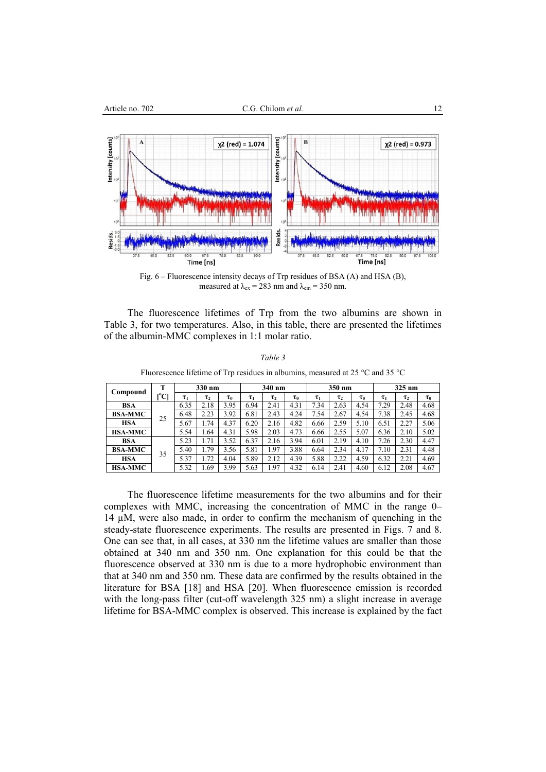Fig. 6 – Fluorescence intensity decays of Trp residues of BSA (A) and HSA (B), measured at $\lambda_{ex}$ = 283 nm and $\lambda_{em}$ = 350 nm.

The fluorescence lifetimes of Trp from the two albumins are shown in Table 3, for two temperatures. Also, in this table, there are presented the lifetimes of the albumin-MMC complexes in 1:1 molar ratio.

*Table 3*

Fluorescence lifetime of Trp residues in albumins, measured at 25 °C and 35 °C

| Compound | T [°C] | 330 nm | | | 340 nm | | | 350 nm | | | 325 nm | | |
|---|---|---|---|---|---|---|---|---|---|---|---|---|---|
| | | $\tau_1$ | $\tau_2$ | $\tau_0$ | $\tau_1$ | $\tau_2$ | $\tau_0$ | $\tau_1$ | $\tau_2$ | $\tau_0$ | $\tau_1$ | $\tau_2$ | $\tau_0$ |
| **BSA** | 25 | 6.35 | 2.18 | 3.95 | 6.94 | 2.41 | 4.31 | 7.34 | 2.63 | 4.54 | 7.29 | 2.48 | 4.68 |
| **BSA-MMC** | | 6.48 | 2.23 | 3.92 | 6.81 | 2.43 | 4.24 | 7.54 | 2.67 | 4.54 | 7.38 | 2.45 | 4.68 |
| **HSA** | | 5.67 | 1.74 | 4.37 | 6.20 | 2.16 | 4.82 | 6.66 | 2.59 | 5.10 | 6.51 | 2.27 | 5.06 |
| **HSA-MMC** | | 5.54 | 1.64 | 4.31 | 5.98 | 2.03 | 4.73 | 6.66 | 2.55 | 5.07 | 6.36 | 2.10 | 5.02 |
| **BSA** | 35 | 5.23 | 1.71 | 3.52 | 6.37 | 2.16 | 3.94 | 6.01 | 2.19 | 4.10 | 7.26 | 2.30 | 4.47 |
| **BSA-MMC** | | 5.40 | 1.79 | 3.56 | 5.81 | 1.97 | 3.88 | 6.64 | 2.34 | 4.17 | 7.10 | 2.31 | 4.48 |
| **HSA** | | 5.37 | 1.72 | 4.04 | 5.89 | 2.12 | 4.39 | 5.88 | 2.22 | 4.59 | 6.32 | 2.21 | 4.69 |
| **HSA-MMC** | | 5.32 | 1.69 | 3.99 | 5.63 | 1.97 | 4.32 | 6.14 | 2.41 | 4.60 | 6.12 | 2.08 | 4.67 |

The fluorescence lifetime measurements for the two albumins and for their complexes with MMC, increasing the concentration of MMC in the range 0–14 μM, were also made, in order to confirm the mechanism of quenching in the steady-state fluorescence experiments. The results are presented in Figs. 7 and 8. One can see that, in all cases, at 330 nm the lifetime values are smaller than those obtained at 340 nm and 350 nm. One explanation for this could be that the fluorescence observed at 330 nm is due to a more hydrophobic environment than that at 340 nm and 350 nm. These data are confirmed by the results obtained in the literature for BSA [18] and HSA [20]. When fluorescence emission is recorded with the long-pass filter (cut-off wavelength 325 nm) a slight increase in average lifetime for BSA-MMC complex is observed. This increase is explained by the fact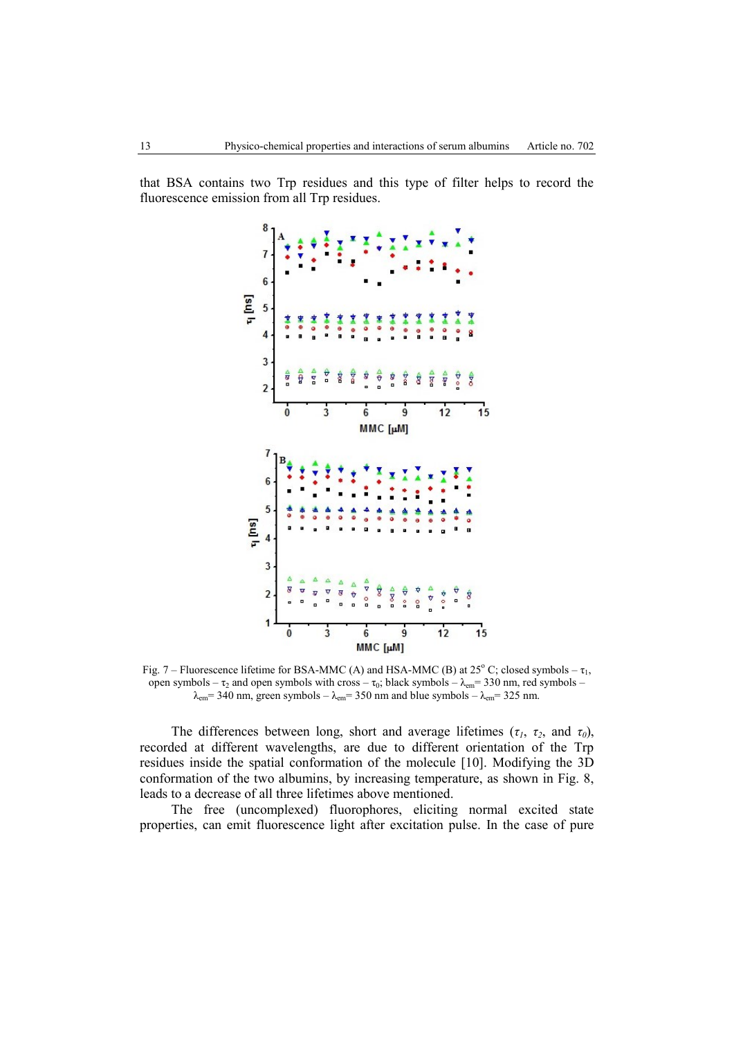that BSA contains two Trp residues and this type of filter helps to record the fluorescence emission from all Trp residues.

Fig. 7 – Fluorescence lifetime for BSA-MMC (A) and HSA-MMC (B) at 25° C; closed symbols – $\tau_1$, open symbols – $\tau_2$ and open symbols with cross – $\tau_0$; black symbols – $\lambda_{em}$= 330 nm, red symbols – $\lambda_{em}$= 340 nm, green symbols – $\lambda_{em}$= 350 nm and blue symbols – $\lambda_{em}$= 325 nm.

The differences between long, short and average lifetimes ($\tau_1$, $\tau_2$, and $\tau_0$), recorded at different wavelengths, are due to different orientation of the Trp residues inside the spatial conformation of the molecule [10]. Modifying the 3D conformation of the two albumins, by increasing temperature, as shown in Fig. 8, leads to a decrease of all three lifetimes above mentioned.

The free (uncomplexed) fluorophores, eliciting normal excited state properties, can emit fluorescence light after excitation pulse. In the case of pure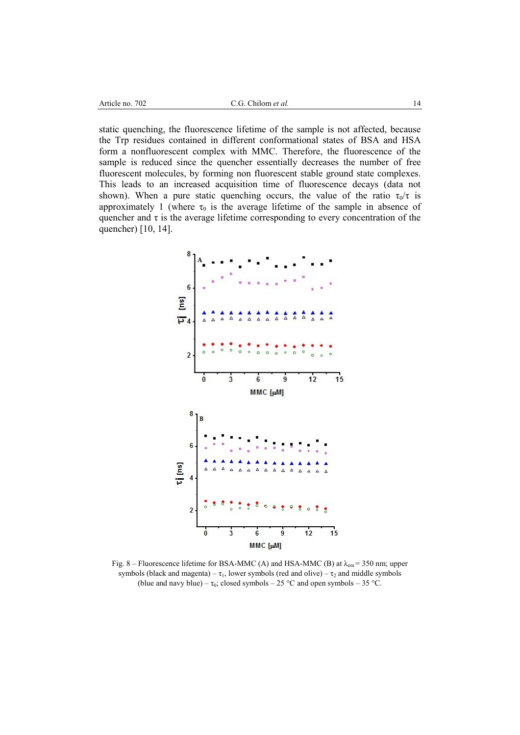static quenching, the fluorescence lifetime of the sample is not affected, because the Trp residues contained in different conformational states of BSA and HSA form a nonfluorescent complex with MMC. Therefore, the fluorescence of the sample is reduced since the quencher essentially decreases the number of free fluorescent molecules, by forming non fluorescent stable ground state complexes. This leads to an increased acquisition time of fluorescence decays (data not shown). When a pure static quenching occurs, the value of the ratio $\tau_0/\tau$ is approximately 1 (where $\tau_0$ is the average lifetime of the sample in absence of quencher and $\tau$ is the average lifetime corresponding to every concentration of the quencher) [10, 14].

Fig. 8 – Fluorescence lifetime for BSA-MMC (A) and HSA-MMC (B) at $\lambda_{em}$ = 350 nm; upper symbols (black and magenta) – $\tau_1$, lower symbols (red and olive) – $\tau_2$ and middle symbols (blue and navy blue) – $\tau_0$; closed symbols – 25 °C and open symbols – 35 °C.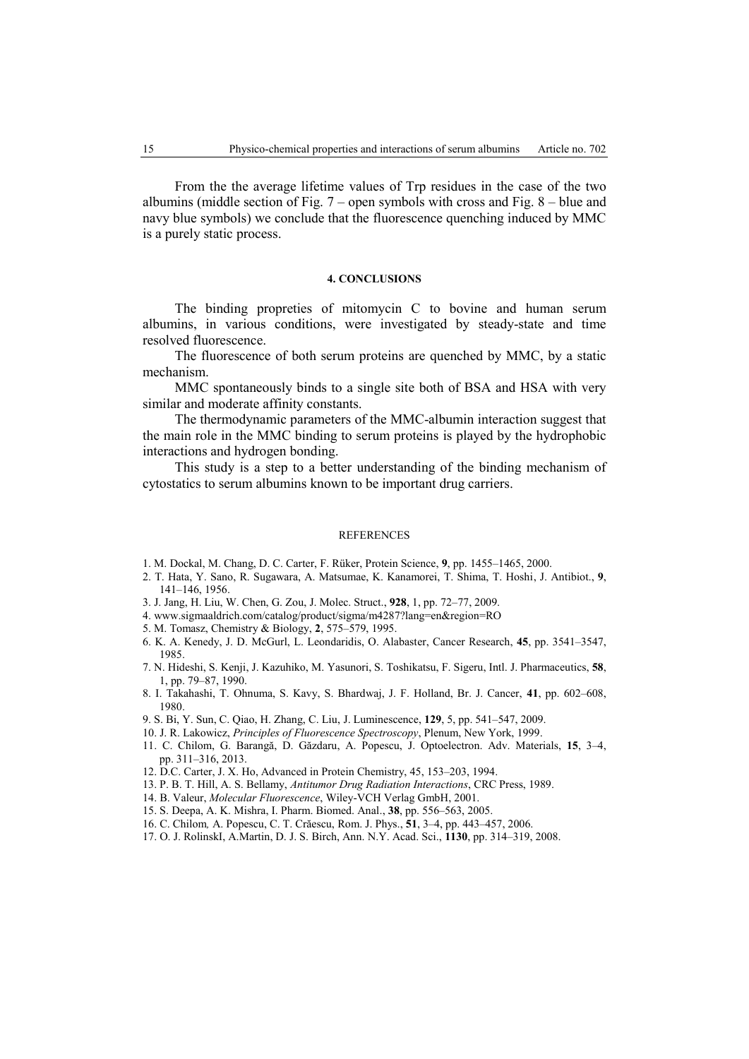From the the average lifetime values of Trp residues in the case of the two albumins (middle section of Fig. 7 – open symbols with cross and Fig. 8 – blue and navy blue symbols) we conclude that the fluorescence quenching induced by MMC is a purely static process.

## 4. CONCLUSIONS

The binding propreties of mitomycin C to bovine and human serum albumins, in various conditions, were investigated by steady-state and time resolved fluorescence.

The fluorescence of both serum proteins are quenched by MMC, by a static mechanism.

MMC spontaneously binds to a single site both of BSA and HSA with very similar and moderate affinity constants.

The thermodynamic parameters of the MMC-albumin interaction suggest that the main role in the MMC binding to serum proteins is played by the hydrophobic interactions and hydrogen bonding.

This study is a step to a better understanding of the binding mechanism of cytostatics to serum albumins known to be important drug carriers.

## REFERENCES

1. M. Dockal, M. Chang, D. C. Carter, F. Rüker, Protein Science, **9**, pp. 1455–1465, 2000.
2. T. Hata, Y. Sano, R. Sugawara, A. Matsumae, K. Kanamorei, T. Shima, T. Hoshi, J. Antibiot., **9**, 141–146, 1956.
3. J. Jang, H. Liu, W. Chen, G. Zou, J. Molec. Struct., **928**, 1, pp. 72–77, 2009.
4. www.sigmaaldrich.com/catalog/product/sigma/m4287?lang=en&region=RO
5. M. Tomasz, Chemistry & Biology, **2**, 575–579, 1995.
6. K. A. Kenedy, J. D. McGurl, L. Leondaridis, O. Alabaster, Cancer Research, **45**, pp. 3541–3547, 1985.
7. N. Hideshi, S. Kenji, J. Kazuhiko, M. Yasunori, S. Toshikatsu, F. Sigeru, Intl. J. Pharmaceutics, **58**, 1, pp. 79–87, 1990.
8. I. Takahashi, T. Ohnuma, S. Kavy, S. Bhardwaj, J. F. Holland, Br. J. Cancer, **41**, pp. 602–608, 1980.
9. S. Bi, Y. Sun, C. Qiao, H. Zhang, C. Liu, J. Luminescence, **129**, 5, pp. 541–547, 2009.
10. J. R. Lakowicz, *Principles of Fluorescence Spectroscopy*, Plenum, New York, 1999.
11. C. Chilom, G. Barangă, D. Găzdaru, A. Popescu, J. Optoelectron. Adv. Materials, **15**, 3–4, pp. 311–316, 2013.
12. D.C. Carter, J. X. Ho, Advanced in Protein Chemistry, 45, 153–203, 1994.
13. P. B. T. Hill, A. S. Bellamy, *Antitumor Drug Radiation Interactions*, CRC Press, 1989.
14. B. Valeur, *Molecular Fluorescence*, Wiley-VCH Verlag GmbH, 2001.
15. S. Deepa, A. K. Mishra, I. Pharm. Biomed. Anal., **38**, pp. 556–563, 2005.
16. C. Chilom*,* A. Popescu, C. T. Crăescu, Rom. J. Phys., **51**, 3–4, pp. 443–457, 2006.
17. O. J. RolinskI, A.Martin, D. J. S. Birch, Ann. N.Y. Acad. Sci., **1130**, pp. 314–319, 2008.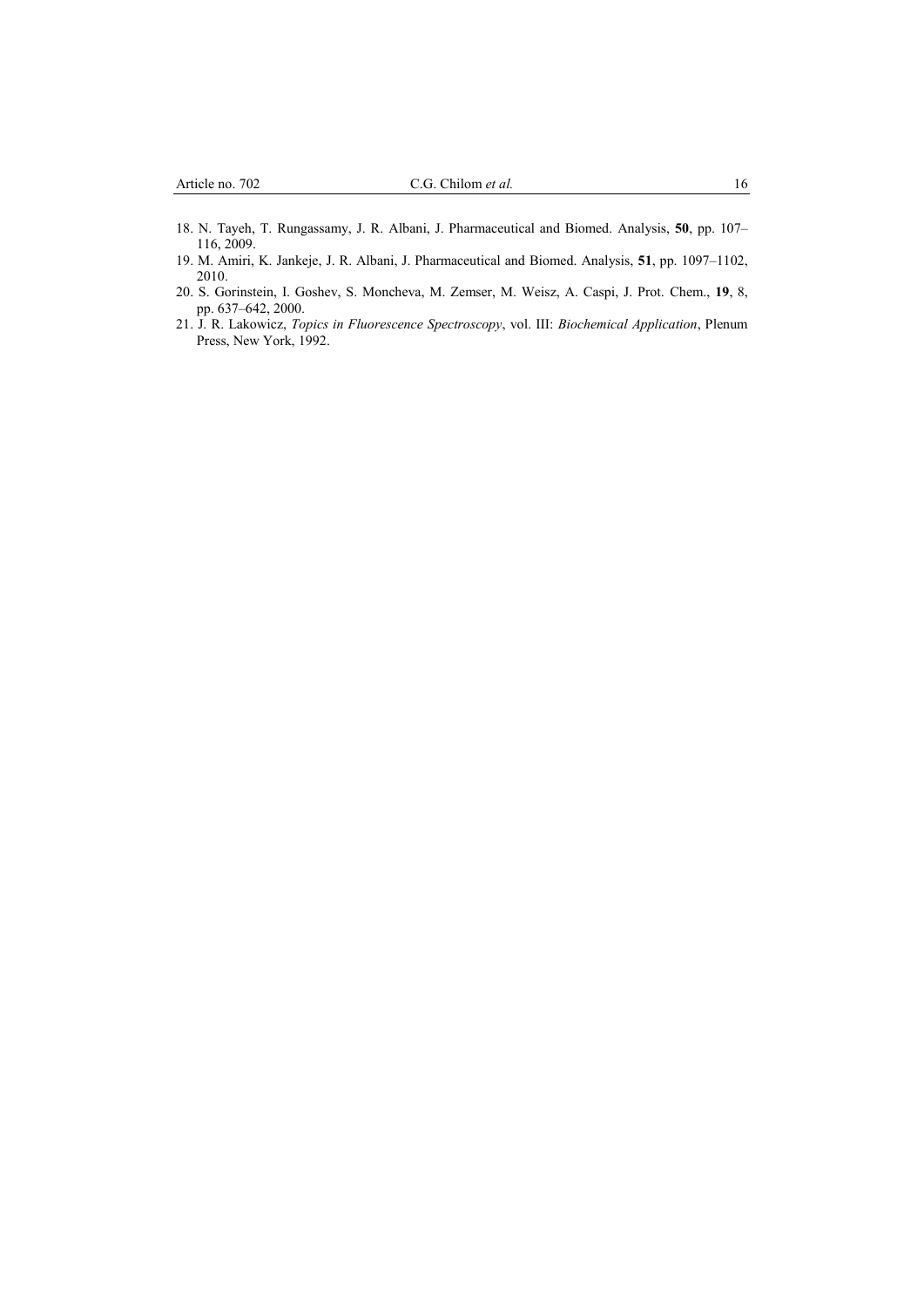18. N. Tayeh, T. Rungassamy, J. R. Albani, J. Pharmaceutical and Biomed. Analysis, **50**, pp. 107–116, 2009.
19. M. Amiri, K. Jankeje, J. R. Albani, J. Pharmaceutical and Biomed. Analysis, **51**, pp. 1097–1102, 2010.
20. S. Gorinstein, I. Goshev, S. Moncheva, M. Zemser, M. Weisz, A. Caspi, J. Prot. Chem., **19**, 8, pp. 637–642, 2000.
21. J. R. Lakowicz, *Topics in Fluorescence Spectroscopy*, vol. III: *Biochemical Application*, Plenum Press, New York, 1992.